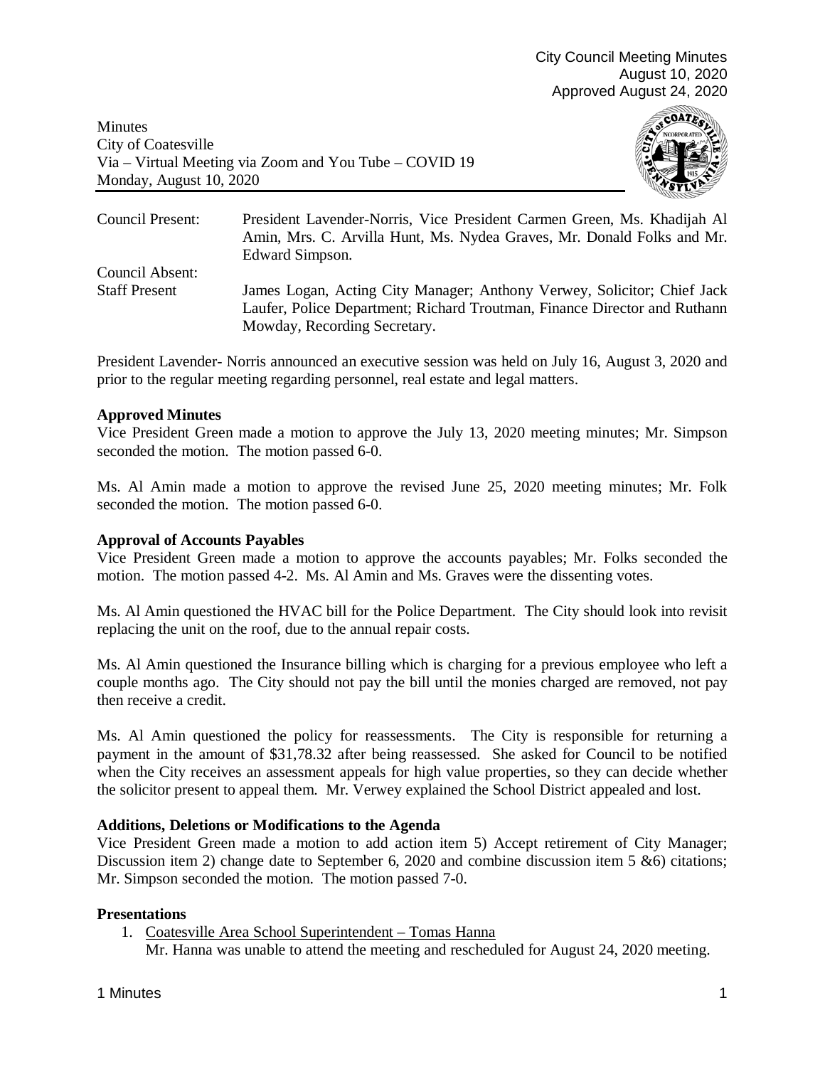City Council Meeting Minutes
August 10, 2020
Approved August 24, 2020

Minutes
City of Coatesville
Via – Virtual Meeting via Zoom and You Tube – COVID 19
Monday, August 10, 2020

| | |
|---|---|
| Council Present: | President Lavender-Norris, Vice President Carmen Green, Ms. Khadijah Al Amin, Mrs. C. Arvilla Hunt, Ms. Nydea Graves, Mr. Donald Folks and Mr. Edward Simpson. |
| Council Absent: | |
| Staff Present | James Logan, Acting City Manager; Anthony Verwey, Solicitor; Chief Jack Laufer, Police Department; Richard Troutman, Finance Director and Ruthann Mowday, Recording Secretary. |

President Lavender- Norris announced an executive session was held on July 16, August 3, 2020 and prior to the regular meeting regarding personnel, real estate and legal matters.

**Approved Minutes**

Vice President Green made a motion to approve the July 13, 2020 meeting minutes; Mr. Simpson seconded the motion. The motion passed 6-0.

Ms. Al Amin made a motion to approve the revised June 25, 2020 meeting minutes; Mr. Folk seconded the motion. The motion passed 6-0.

**Approval of Accounts Payables**

Vice President Green made a motion to approve the accounts payables; Mr. Folks seconded the motion. The motion passed 4-2. Ms. Al Amin and Ms. Graves were the dissenting votes.

Ms. Al Amin questioned the HVAC bill for the Police Department. The City should look into revisit replacing the unit on the roof, due to the annual repair costs.

Ms. Al Amin questioned the Insurance billing which is charging for a previous employee who left a couple months ago. The City should not pay the bill until the monies charged are removed, not pay then receive a credit.

Ms. Al Amin questioned the policy for reassessments. The City is responsible for returning a payment in the amount of $31,78.32 after being reassessed. She asked for Council to be notified when the City receives an assessment appeals for high value properties, so they can decide whether the solicitor present to appeal them. Mr. Verwey explained the School District appealed and lost.

**Additions, Deletions or Modifications to the Agenda**

Vice President Green made a motion to add action item 5) Accept retirement of City Manager; Discussion item 2) change date to September 6, 2020 and combine discussion item 5 &6) citations; Mr. Simpson seconded the motion. The motion passed 7-0.

**Presentations**

1. Coatesville Area School Superintendent – Tomas Hanna
   Mr. Hanna was unable to attend the meeting and rescheduled for August 24, 2020 meeting.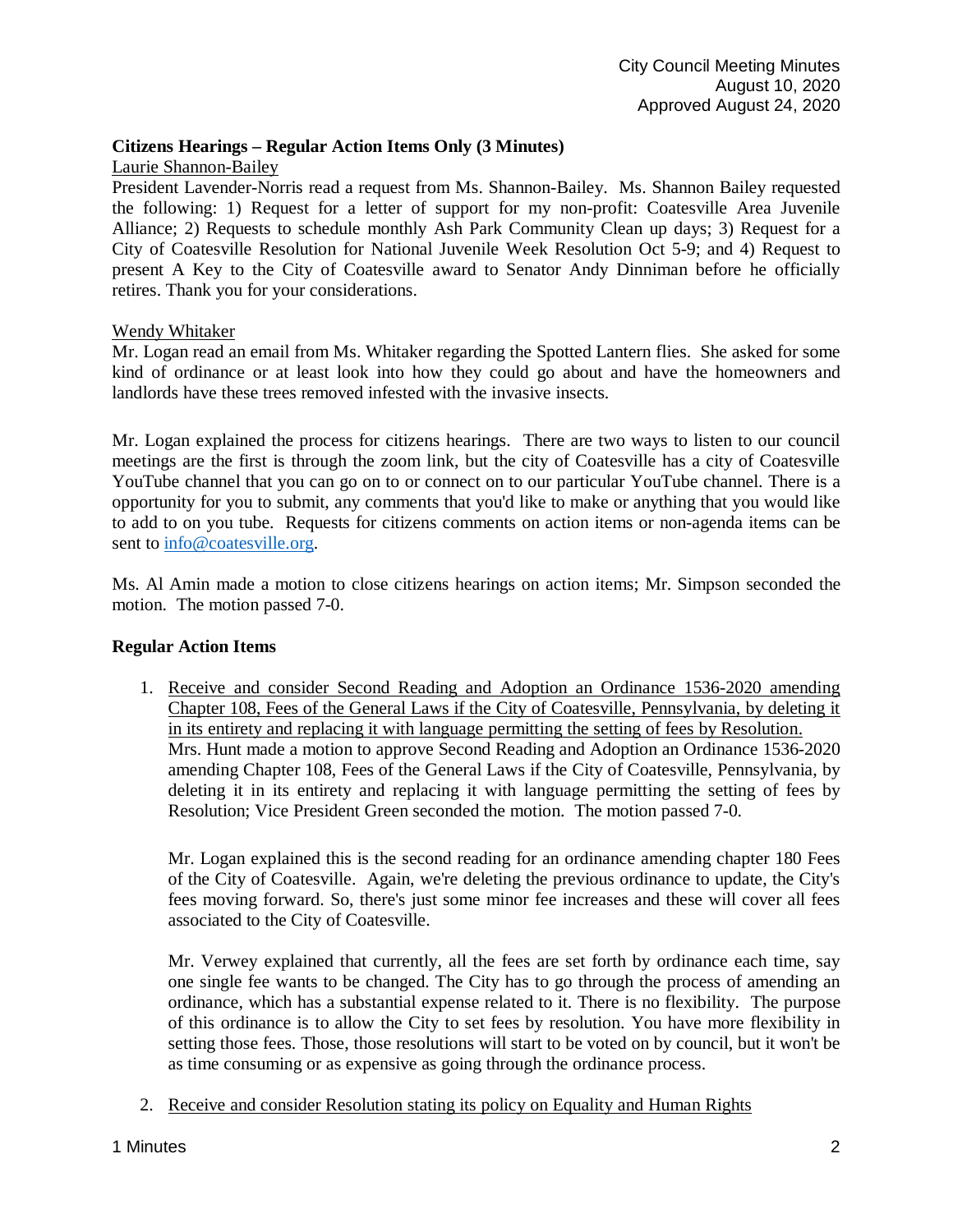**Citizens Hearings – Regular Action Items Only (3 Minutes)**

Laurie Shannon-Bailey

President Lavender-Norris read a request from Ms. Shannon-Bailey. Ms. Shannon Bailey requested the following: 1) Request for a letter of support for my non-profit: Coatesville Area Juvenile Alliance; 2) Requests to schedule monthly Ash Park Community Clean up days; 3) Request for a City of Coatesville Resolution for National Juvenile Week Resolution Oct 5-9; and 4) Request to present A Key to the City of Coatesville award to Senator Andy Dinniman before he officially retires. Thank you for your considerations.

Wendy Whitaker

Mr. Logan read an email from Ms. Whitaker regarding the Spotted Lantern flies. She asked for some kind of ordinance or at least look into how they could go about and have the homeowners and landlords have these trees removed infested with the invasive insects.

Mr. Logan explained the process for citizens hearings. There are two ways to listen to our council meetings are the first is through the zoom link, but the city of Coatesville has a city of Coatesville YouTube channel that you can go on to or connect on to our particular YouTube channel. There is a opportunity for you to submit, any comments that you'd like to make or anything that you would like to add to on you tube. Requests for citizens comments on action items or non-agenda items can be sent to info@coatesville.org.

Ms. Al Amin made a motion to close citizens hearings on action items; Mr. Simpson seconded the motion. The motion passed 7-0.

**Regular Action Items**

1. Receive and consider Second Reading and Adoption an Ordinance 1536-2020 amending Chapter 108, Fees of the General Laws if the City of Coatesville, Pennsylvania, by deleting it in its entirety and replacing it with language permitting the setting of fees by Resolution.
   Mrs. Hunt made a motion to approve Second Reading and Adoption an Ordinance 1536-2020 amending Chapter 108, Fees of the General Laws if the City of Coatesville, Pennsylvania, by deleting it in its entirety and replacing it with language permitting the setting of fees by Resolution; Vice President Green seconded the motion. The motion passed 7-0.

   Mr. Logan explained this is the second reading for an ordinance amending chapter 180 Fees of the City of Coatesville. Again, we're deleting the previous ordinance to update, the City's fees moving forward. So, there's just some minor fee increases and these will cover all fees associated to the City of Coatesville.

   Mr. Verwey explained that currently, all the fees are set forth by ordinance each time, say one single fee wants to be changed. The City has to go through the process of amending an ordinance, which has a substantial expense related to it. There is no flexibility. The purpose of this ordinance is to allow the City to set fees by resolution. You have more flexibility in setting those fees. Those, those resolutions will start to be voted on by council, but it won't be as time consuming or as expensive as going through the ordinance process.

2. Receive and consider Resolution stating its policy on Equality and Human Rights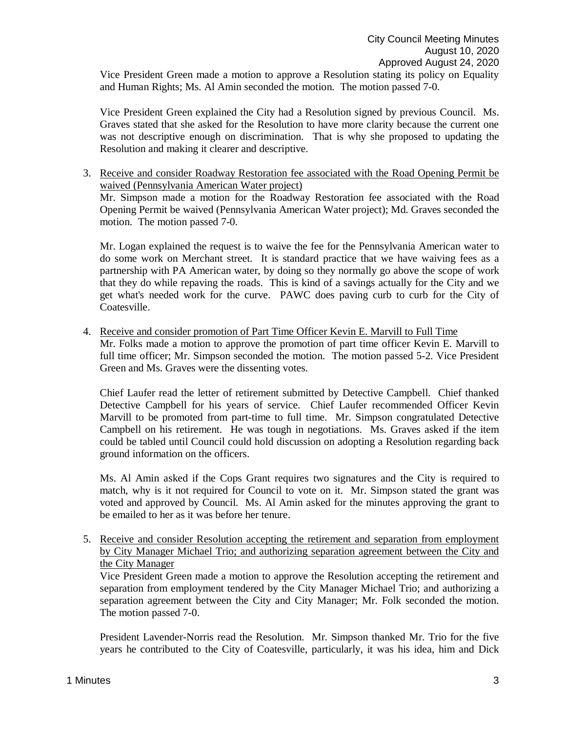Vice President Green made a motion to approve a Resolution stating its policy on Equality and Human Rights; Ms. Al Amin seconded the motion. The motion passed 7-0.

Vice President Green explained the City had a Resolution signed by previous Council. Ms. Graves stated that she asked for the Resolution to have more clarity because the current one was not descriptive enough on discrimination. That is why she proposed to updating the Resolution and making it clearer and descriptive.

3. Receive and consider Roadway Restoration fee associated with the Road Opening Permit be waived (Pennsylvania American Water project)

   Mr. Simpson made a motion for the Roadway Restoration fee associated with the Road Opening Permit be waived (Pennsylvania American Water project); Md. Graves seconded the motion. The motion passed 7-0.

   Mr. Logan explained the request is to waive the fee for the Pennsylvania American water to do some work on Merchant street. It is standard practice that we have waiving fees as a partnership with PA American water, by doing so they normally go above the scope of work that they do while repaving the roads. This is kind of a savings actually for the City and we get what's needed work for the curve. PAWC does paving curb to curb for the City of Coatesville.

4. Receive and consider promotion of Part Time Officer Kevin E. Marvill to Full Time

   Mr. Folks made a motion to approve the promotion of part time officer Kevin E. Marvill to full time officer; Mr. Simpson seconded the motion. The motion passed 5-2. Vice President Green and Ms. Graves were the dissenting votes.

   Chief Laufer read the letter of retirement submitted by Detective Campbell. Chief thanked Detective Campbell for his years of service. Chief Laufer recommended Officer Kevin Marvill to be promoted from part-time to full time. Mr. Simpson congratulated Detective Campbell on his retirement. He was tough in negotiations. Ms. Graves asked if the item could be tabled until Council could hold discussion on adopting a Resolution regarding back ground information on the officers.

   Ms. Al Amin asked if the Cops Grant requires two signatures and the City is required to match, why is it not required for Council to vote on it. Mr. Simpson stated the grant was voted and approved by Council. Ms. Al Amin asked for the minutes approving the grant to be emailed to her as it was before her tenure.

5. Receive and consider Resolution accepting the retirement and separation from employment by City Manager Michael Trio; and authorizing separation agreement between the City and the City Manager

   Vice President Green made a motion to approve the Resolution accepting the retirement and separation from employment tendered by the City Manager Michael Trio; and authorizing a separation agreement between the City and City Manager; Mr. Folk seconded the motion. The motion passed 7-0.

   President Lavender-Norris read the Resolution. Mr. Simpson thanked Mr. Trio for the five years he contributed to the City of Coatesville, particularly, it was his idea, him and Dick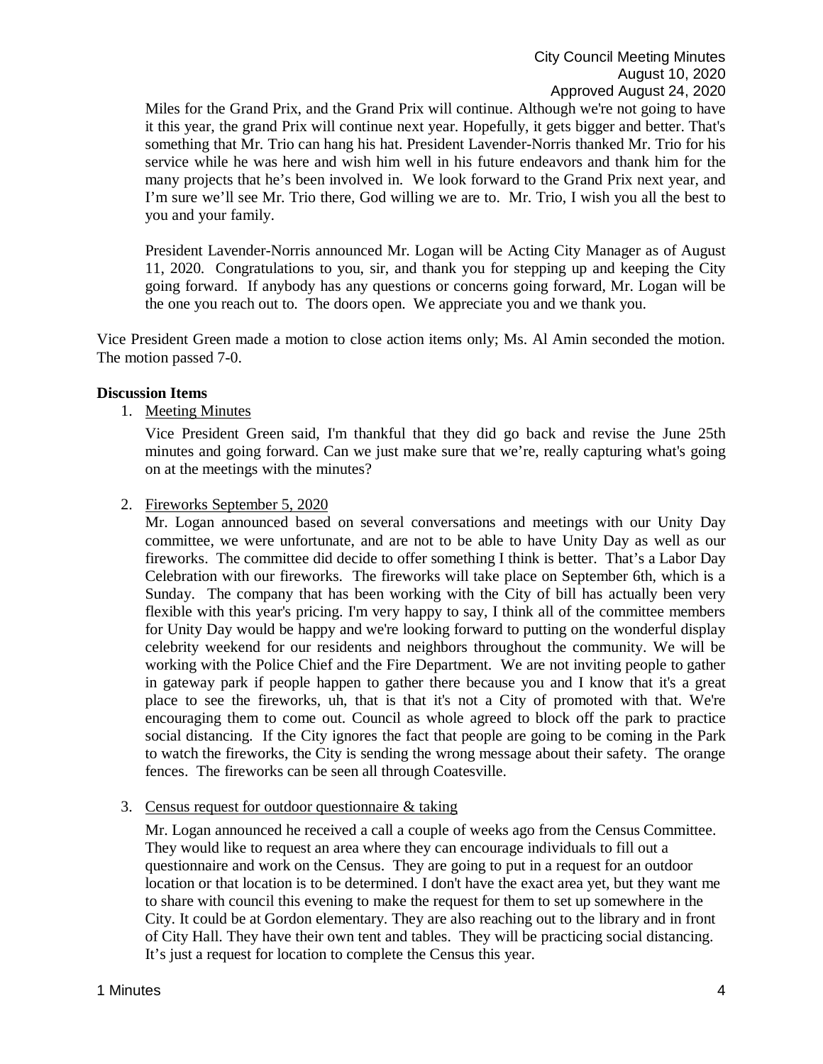Miles for the Grand Prix, and the Grand Prix will continue. Although we're not going to have it this year, the grand Prix will continue next year. Hopefully, it gets bigger and better. That's something that Mr. Trio can hang his hat. President Lavender-Norris thanked Mr. Trio for his service while he was here and wish him well in his future endeavors and thank him for the many projects that he's been involved in. We look forward to the Grand Prix next year, and I'm sure we'll see Mr. Trio there, God willing we are to. Mr. Trio, I wish you all the best to you and your family.

President Lavender-Norris announced Mr. Logan will be Acting City Manager as of August 11, 2020. Congratulations to you, sir, and thank you for stepping up and keeping the City going forward. If anybody has any questions or concerns going forward, Mr. Logan will be the one you reach out to. The doors open. We appreciate you and we thank you.

Vice President Green made a motion to close action items only; Ms. Al Amin seconded the motion. The motion passed 7-0.

**Discussion Items**

1. Meeting Minutes

   Vice President Green said, I'm thankful that they did go back and revise the June 25th minutes and going forward. Can we just make sure that we're, really capturing what's going on at the meetings with the minutes?

2. Fireworks September 5, 2020

   Mr. Logan announced based on several conversations and meetings with our Unity Day committee, we were unfortunate, and are not to be able to have Unity Day as well as our fireworks. The committee did decide to offer something I think is better. That's a Labor Day Celebration with our fireworks. The fireworks will take place on September 6th, which is a Sunday. The company that has been working with the City of bill has actually been very flexible with this year's pricing. I'm very happy to say, I think all of the committee members for Unity Day would be happy and we're looking forward to putting on the wonderful display celebrity weekend for our residents and neighbors throughout the community. We will be working with the Police Chief and the Fire Department. We are not inviting people to gather in gateway park if people happen to gather there because you and I know that it's a great place to see the fireworks, uh, that is that it's not a City of promoted with that. We're encouraging them to come out. Council as whole agreed to block off the park to practice social distancing. If the City ignores the fact that people are going to be coming in the Park to watch the fireworks, the City is sending the wrong message about their safety. The orange fences. The fireworks can be seen all through Coatesville.

3. Census request for outdoor questionnaire & taking

   Mr. Logan announced he received a call a couple of weeks ago from the Census Committee. They would like to request an area where they can encourage individuals to fill out a questionnaire and work on the Census. They are going to put in a request for an outdoor location or that location is to be determined. I don't have the exact area yet, but they want me to share with council this evening to make the request for them to set up somewhere in the City. It could be at Gordon elementary. They are also reaching out to the library and in front of City Hall. They have their own tent and tables. They will be practicing social distancing. It's just a request for location to complete the Census this year.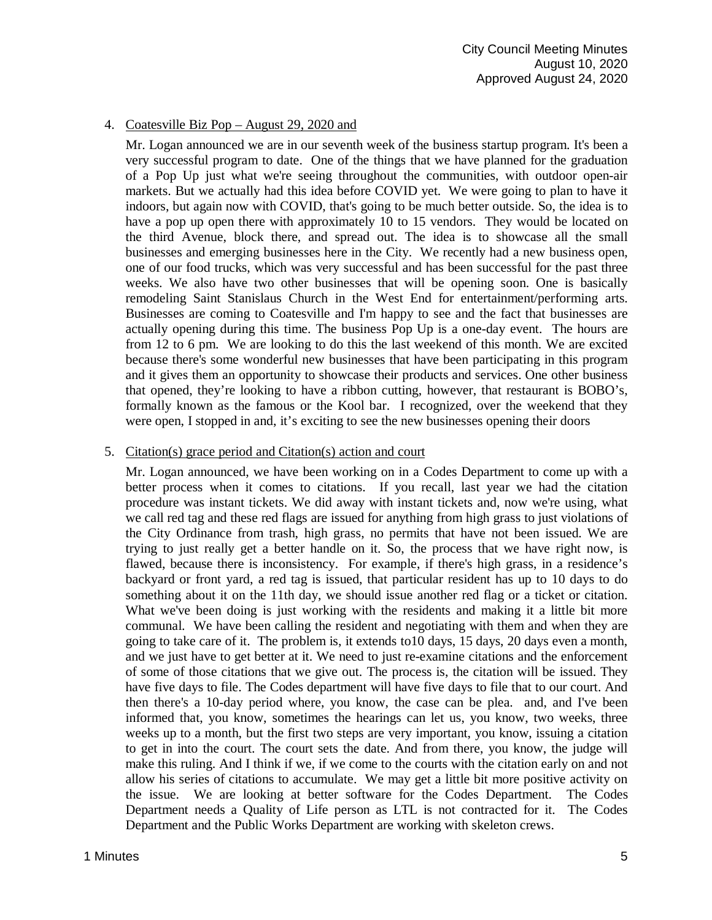4. Coatesville Biz Pop – August 29, 2020 and

   Mr. Logan announced we are in our seventh week of the business startup program. It's been a very successful program to date. One of the things that we have planned for the graduation of a Pop Up just what we're seeing throughout the communities, with outdoor open-air markets. But we actually had this idea before COVID yet. We were going to plan to have it indoors, but again now with COVID, that's going to be much better outside. So, the idea is to have a pop up open there with approximately 10 to 15 vendors. They would be located on the third Avenue, block there, and spread out. The idea is to showcase all the small businesses and emerging businesses here in the City. We recently had a new business open, one of our food trucks, which was very successful and has been successful for the past three weeks. We also have two other businesses that will be opening soon. One is basically remodeling Saint Stanislaus Church in the West End for entertainment/performing arts. Businesses are coming to Coatesville and I'm happy to see and the fact that businesses are actually opening during this time. The business Pop Up is a one-day event. The hours are from 12 to 6 pm. We are looking to do this the last weekend of this month. We are excited because there's some wonderful new businesses that have been participating in this program and it gives them an opportunity to showcase their products and services. One other business that opened, they're looking to have a ribbon cutting, however, that restaurant is BOBO's, formally known as the famous or the Kool bar. I recognized, over the weekend that they were open, I stopped in and, it's exciting to see the new businesses opening their doors

5. Citation(s) grace period and Citation(s) action and court

   Mr. Logan announced, we have been working on in a Codes Department to come up with a better process when it comes to citations. If you recall, last year we had the citation procedure was instant tickets. We did away with instant tickets and, now we're using, what we call red tag and these red flags are issued for anything from high grass to just violations of the City Ordinance from trash, high grass, no permits that have not been issued. We are trying to just really get a better handle on it. So, the process that we have right now, is flawed, because there is inconsistency. For example, if there's high grass, in a residence's backyard or front yard, a red tag is issued, that particular resident has up to 10 days to do something about it on the 11th day, we should issue another red flag or a ticket or citation. What we've been doing is just working with the residents and making it a little bit more communal. We have been calling the resident and negotiating with them and when they are going to take care of it. The problem is, it extends to10 days, 15 days, 20 days even a month, and we just have to get better at it. We need to just re-examine citations and the enforcement of some of those citations that we give out. The process is, the citation will be issued. They have five days to file. The Codes department will have five days to file that to our court. And then there's a 10-day period where, you know, the case can be plea. and, and I've been informed that, you know, sometimes the hearings can let us, you know, two weeks, three weeks up to a month, but the first two steps are very important, you know, issuing a citation to get in into the court. The court sets the date. And from there, you know, the judge will make this ruling. And I think if we, if we come to the courts with the citation early on and not allow his series of citations to accumulate. We may get a little bit more positive activity on the issue. We are looking at better software for the Codes Department. The Codes Department needs a Quality of Life person as LTL is not contracted for it. The Codes Department and the Public Works Department are working with skeleton crews.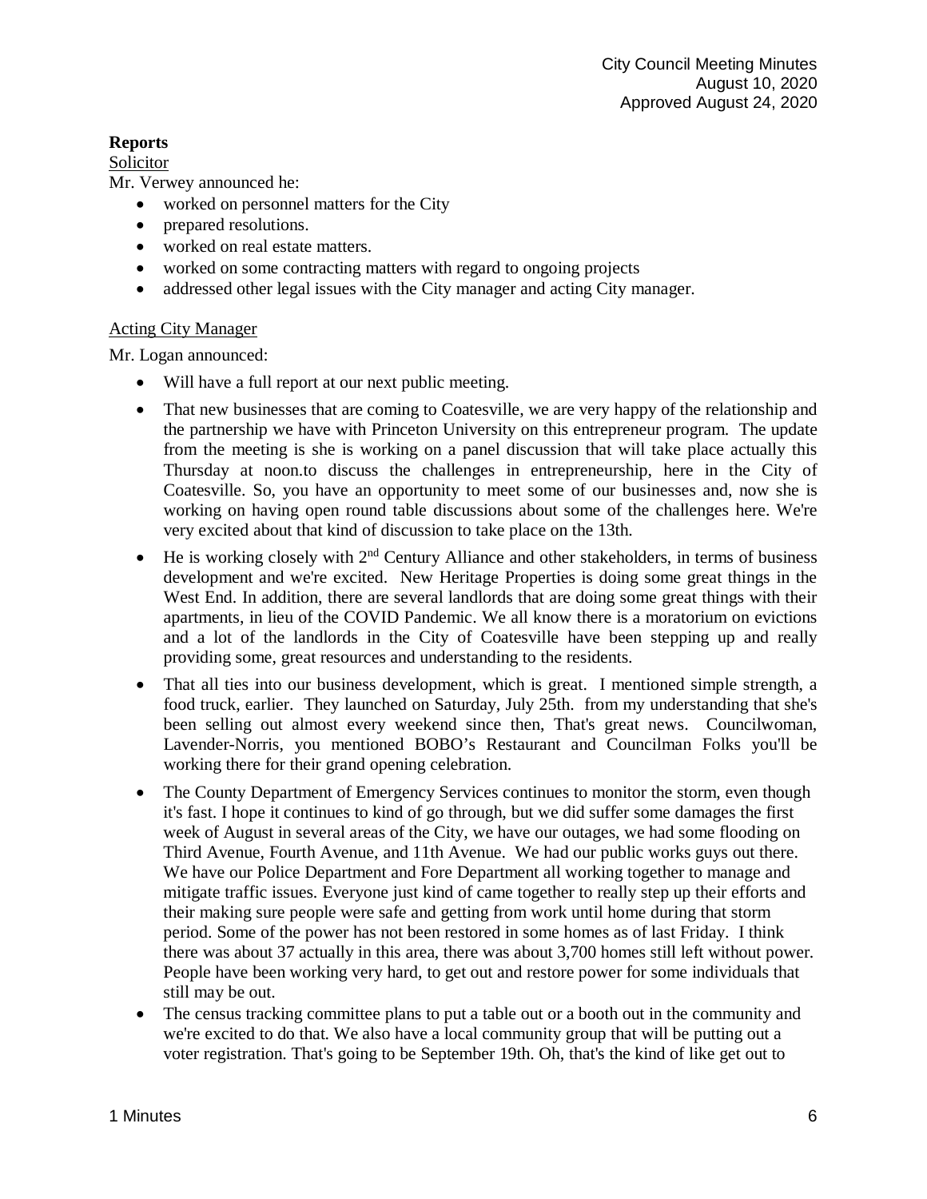## Reports

Solicitor

Mr. Verwey announced he:

- worked on personnel matters for the City
- prepared resolutions.
- worked on real estate matters.
- worked on some contracting matters with regard to ongoing projects
- addressed other legal issues with the City manager and acting City manager.

Acting City Manager

Mr. Logan announced:

- Will have a full report at our next public meeting.
- That new businesses that are coming to Coatesville, we are very happy of the relationship and the partnership we have with Princeton University on this entrepreneur program. The update from the meeting is she is working on a panel discussion that will take place actually this Thursday at noon.to discuss the challenges in entrepreneurship, here in the City of Coatesville. So, you have an opportunity to meet some of our businesses and, now she is working on having open round table discussions about some of the challenges here. We're very excited about that kind of discussion to take place on the 13th.
- He is working closely with 2nd Century Alliance and other stakeholders, in terms of business development and we're excited. New Heritage Properties is doing some great things in the West End. In addition, there are several landlords that are doing some great things with their apartments, in lieu of the COVID Pandemic. We all know there is a moratorium on evictions and a lot of the landlords in the City of Coatesville have been stepping up and really providing some, great resources and understanding to the residents.
- That all ties into our business development, which is great. I mentioned simple strength, a food truck, earlier. They launched on Saturday, July 25th. from my understanding that she's been selling out almost every weekend since then, That's great news. Councilwoman, Lavender-Norris, you mentioned BOBO's Restaurant and Councilman Folks you'll be working there for their grand opening celebration.
- The County Department of Emergency Services continues to monitor the storm, even though it's fast. I hope it continues to kind of go through, but we did suffer some damages the first week of August in several areas of the City, we have our outages, we had some flooding on Third Avenue, Fourth Avenue, and 11th Avenue. We had our public works guys out there. We have our Police Department and Fore Department all working together to manage and mitigate traffic issues. Everyone just kind of came together to really step up their efforts and their making sure people were safe and getting from work until home during that storm period. Some of the power has not been restored in some homes as of last Friday. I think there was about 37 actually in this area, there was about 3,700 homes still left without power. People have been working very hard, to get out and restore power for some individuals that still may be out.
- The census tracking committee plans to put a table out or a booth out in the community and we're excited to do that. We also have a local community group that will be putting out a voter registration. That's going to be September 19th. Oh, that's the kind of like get out to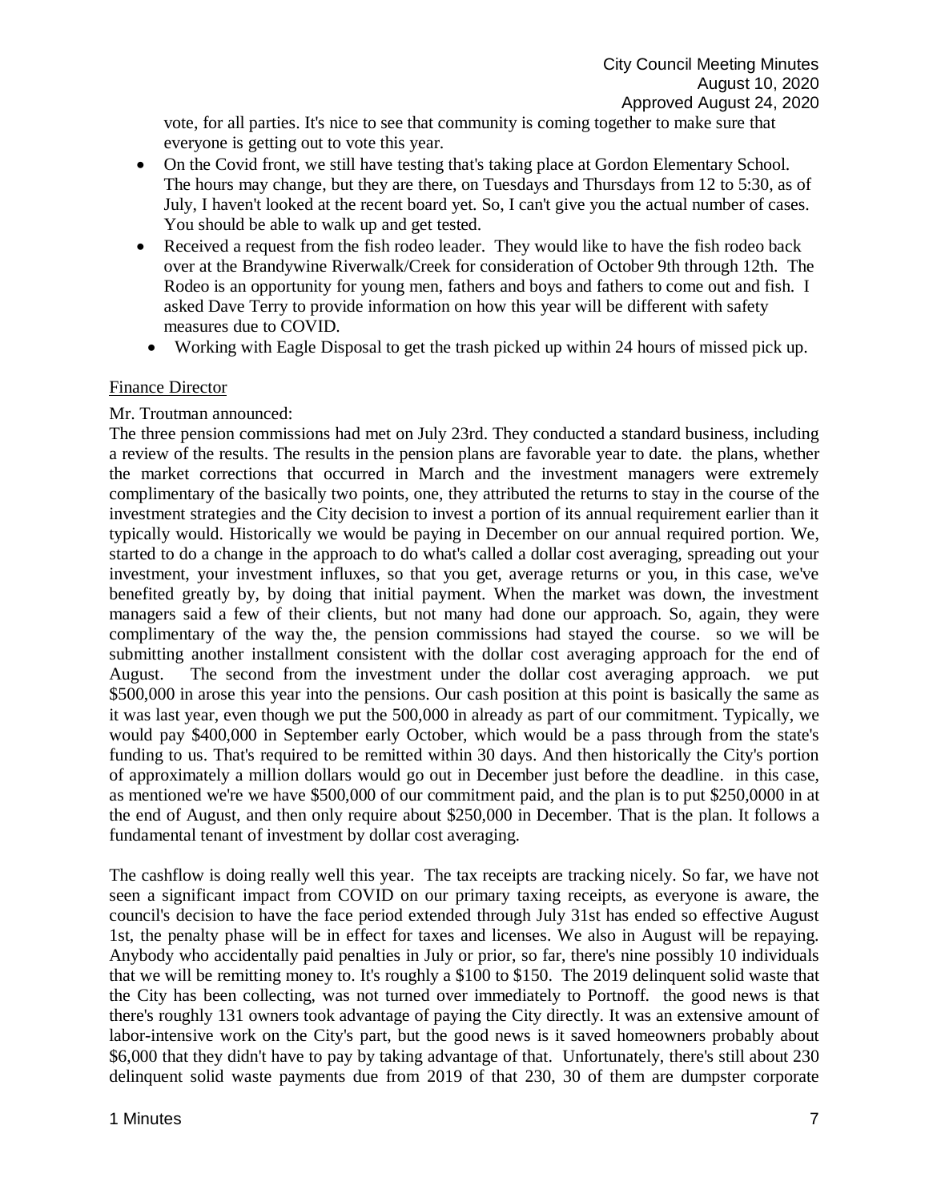vote, for all parties. It's nice to see that community is coming together to make sure that everyone is getting out to vote this year.

- On the Covid front, we still have testing that's taking place at Gordon Elementary School. The hours may change, but they are there, on Tuesdays and Thursdays from 12 to 5:30, as of July, I haven't looked at the recent board yet. So, I can't give you the actual number of cases. You should be able to walk up and get tested.
- Received a request from the fish rodeo leader. They would like to have the fish rodeo back over at the Brandywine Riverwalk/Creek for consideration of October 9th through 12th. The Rodeo is an opportunity for young men, fathers and boys and fathers to come out and fish. I asked Dave Terry to provide information on how this year will be different with safety measures due to COVID.
  - Working with Eagle Disposal to get the trash picked up within 24 hours of missed pick up.

Finance Director

Mr. Troutman announced:

The three pension commissions had met on July 23rd. They conducted a standard business, including a review of the results. The results in the pension plans are favorable year to date. the plans, whether the market corrections that occurred in March and the investment managers were extremely complimentary of the basically two points, one, they attributed the returns to stay in the course of the investment strategies and the City decision to invest a portion of its annual requirement earlier than it typically would. Historically we would be paying in December on our annual required portion. We, started to do a change in the approach to do what's called a dollar cost averaging, spreading out your investment, your investment influxes, so that you get, average returns or you, in this case, we've benefited greatly by, by doing that initial payment. When the market was down, the investment managers said a few of their clients, but not many had done our approach. So, again, they were complimentary of the way the, the pension commissions had stayed the course. so we will be submitting another installment consistent with the dollar cost averaging approach for the end of August. The second from the investment under the dollar cost averaging approach. we put $500,000 in arose this year into the pensions. Our cash position at this point is basically the same as it was last year, even though we put the 500,000 in already as part of our commitment. Typically, we would pay $400,000 in September early October, which would be a pass through from the state's funding to us. That's required to be remitted within 30 days. And then historically the City's portion of approximately a million dollars would go out in December just before the deadline. in this case, as mentioned we're we have $500,000 of our commitment paid, and the plan is to put $250,0000 in at the end of August, and then only require about $250,000 in December. That is the plan. It follows a fundamental tenant of investment by dollar cost averaging.

The cashflow is doing really well this year. The tax receipts are tracking nicely. So far, we have not seen a significant impact from COVID on our primary taxing receipts, as everyone is aware, the council's decision to have the face period extended through July 31st has ended so effective August 1st, the penalty phase will be in effect for taxes and licenses. We also in August will be repaying. Anybody who accidentally paid penalties in July or prior, so far, there's nine possibly 10 individuals that we will be remitting money to. It's roughly a $100 to $150. The 2019 delinquent solid waste that the City has been collecting, was not turned over immediately to Portnoff. the good news is that there's roughly 131 owners took advantage of paying the City directly. It was an extensive amount of labor-intensive work on the City's part, but the good news is it saved homeowners probably about $6,000 that they didn't have to pay by taking advantage of that. Unfortunately, there's still about 230 delinquent solid waste payments due from 2019 of that 230, 30 of them are dumpster corporate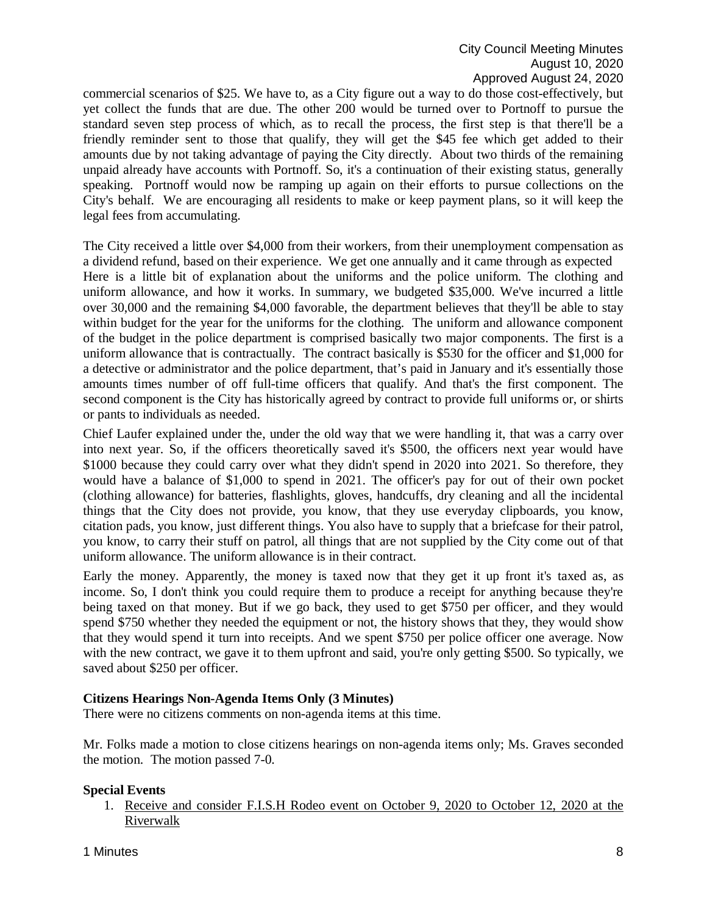commercial scenarios of $25. We have to, as a City figure out a way to do those cost-effectively, but yet collect the funds that are due. The other 200 would be turned over to Portnoff to pursue the standard seven step process of which, as to recall the process, the first step is that there'll be a friendly reminder sent to those that qualify, they will get the $45 fee which get added to their amounts due by not taking advantage of paying the City directly. About two thirds of the remaining unpaid already have accounts with Portnoff. So, it's a continuation of their existing status, generally speaking. Portnoff would now be ramping up again on their efforts to pursue collections on the City's behalf. We are encouraging all residents to make or keep payment plans, so it will keep the legal fees from accumulating.

The City received a little over $4,000 from their workers, from their unemployment compensation as a dividend refund, based on their experience. We get one annually and it came through as expected Here is a little bit of explanation about the uniforms and the police uniform. The clothing and uniform allowance, and how it works. In summary, we budgeted $35,000. We've incurred a little over 30,000 and the remaining $4,000 favorable, the department believes that they'll be able to stay within budget for the year for the uniforms for the clothing. The uniform and allowance component of the budget in the police department is comprised basically two major components. The first is a uniform allowance that is contractually. The contract basically is $530 for the officer and $1,000 for a detective or administrator and the police department, that's paid in January and it's essentially those amounts times number of off full-time officers that qualify. And that's the first component. The second component is the City has historically agreed by contract to provide full uniforms or, or shirts or pants to individuals as needed.

Chief Laufer explained under the, under the old way that we were handling it, that was a carry over into next year. So, if the officers theoretically saved it's $500, the officers next year would have $1000 because they could carry over what they didn't spend in 2020 into 2021. So therefore, they would have a balance of $1,000 to spend in 2021. The officer's pay for out of their own pocket (clothing allowance) for batteries, flashlights, gloves, handcuffs, dry cleaning and all the incidental things that the City does not provide, you know, that they use everyday clipboards, you know, citation pads, you know, just different things. You also have to supply that a briefcase for their patrol, you know, to carry their stuff on patrol, all things that are not supplied by the City come out of that uniform allowance. The uniform allowance is in their contract.

Early the money. Apparently, the money is taxed now that they get it up front it's taxed as, as income. So, I don't think you could require them to produce a receipt for anything because they're being taxed on that money. But if we go back, they used to get $750 per officer, and they would spend $750 whether they needed the equipment or not, the history shows that they, they would show that they would spend it turn into receipts. And we spent $750 per police officer one average. Now with the new contract, we gave it to them upfront and said, you're only getting $500. So typically, we saved about $250 per officer.

**Citizens Hearings Non-Agenda Items Only (3 Minutes)**

There were no citizens comments on non-agenda items at this time.

Mr. Folks made a motion to close citizens hearings on non-agenda items only; Ms. Graves seconded the motion. The motion passed 7-0.

**Special Events**

1. Receive and consider F.I.S.H Rodeo event on October 9, 2020 to October 12, 2020 at the Riverwalk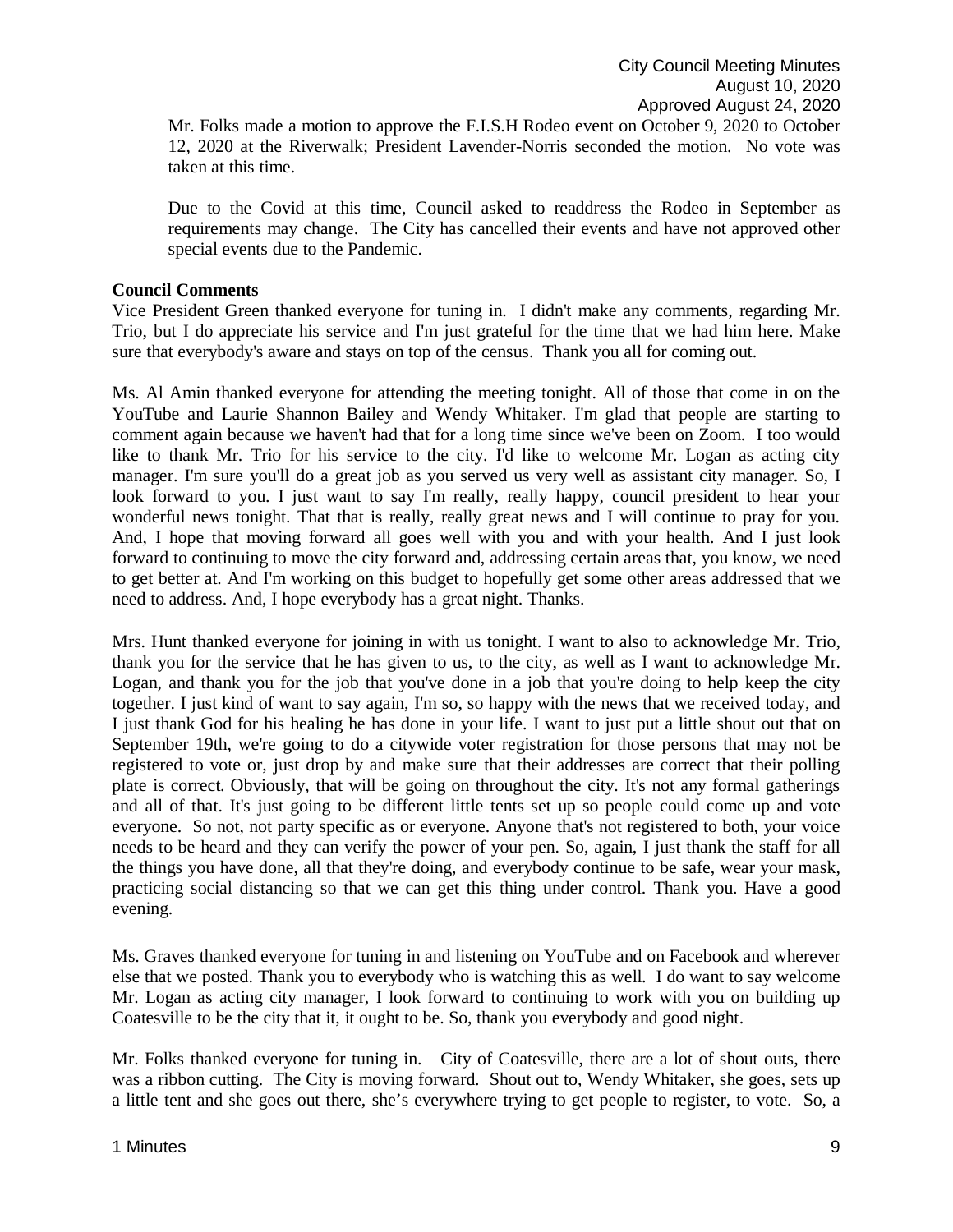Mr. Folks made a motion to approve the F.I.S.H Rodeo event on October 9, 2020 to October 12, 2020 at the Riverwalk; President Lavender-Norris seconded the motion. No vote was taken at this time.

Due to the Covid at this time, Council asked to readdress the Rodeo in September as requirements may change. The City has cancelled their events and have not approved other special events due to the Pandemic.

**Council Comments**

Vice President Green thanked everyone for tuning in. I didn't make any comments, regarding Mr. Trio, but I do appreciate his service and I'm just grateful for the time that we had him here. Make sure that everybody's aware and stays on top of the census. Thank you all for coming out.

Ms. Al Amin thanked everyone for attending the meeting tonight. All of those that come in on the YouTube and Laurie Shannon Bailey and Wendy Whitaker. I'm glad that people are starting to comment again because we haven't had that for a long time since we've been on Zoom. I too would like to thank Mr. Trio for his service to the city. I'd like to welcome Mr. Logan as acting city manager. I'm sure you'll do a great job as you served us very well as assistant city manager. So, I look forward to you. I just want to say I'm really, really happy, council president to hear your wonderful news tonight. That that is really, really great news and I will continue to pray for you. And, I hope that moving forward all goes well with you and with your health. And I just look forward to continuing to move the city forward and, addressing certain areas that, you know, we need to get better at. And I'm working on this budget to hopefully get some other areas addressed that we need to address. And, I hope everybody has a great night. Thanks.

Mrs. Hunt thanked everyone for joining in with us tonight. I want to also to acknowledge Mr. Trio, thank you for the service that he has given to us, to the city, as well as I want to acknowledge Mr. Logan, and thank you for the job that you've done in a job that you're doing to help keep the city together. I just kind of want to say again, I'm so, so happy with the news that we received today, and I just thank God for his healing he has done in your life. I want to just put a little shout out that on September 19th, we're going to do a citywide voter registration for those persons that may not be registered to vote or, just drop by and make sure that their addresses are correct that their polling plate is correct. Obviously, that will be going on throughout the city. It's not any formal gatherings and all of that. It's just going to be different little tents set up so people could come up and vote everyone. So not, not party specific as or everyone. Anyone that's not registered to both, your voice needs to be heard and they can verify the power of your pen. So, again, I just thank the staff for all the things you have done, all that they're doing, and everybody continue to be safe, wear your mask, practicing social distancing so that we can get this thing under control. Thank you. Have a good evening.

Ms. Graves thanked everyone for tuning in and listening on YouTube and on Facebook and wherever else that we posted. Thank you to everybody who is watching this as well. I do want to say welcome Mr. Logan as acting city manager, I look forward to continuing to work with you on building up Coatesville to be the city that it, it ought to be. So, thank you everybody and good night.

Mr. Folks thanked everyone for tuning in. City of Coatesville, there are a lot of shout outs, there was a ribbon cutting. The City is moving forward. Shout out to, Wendy Whitaker, she goes, sets up a little tent and she goes out there, she's everywhere trying to get people to register, to vote. So, a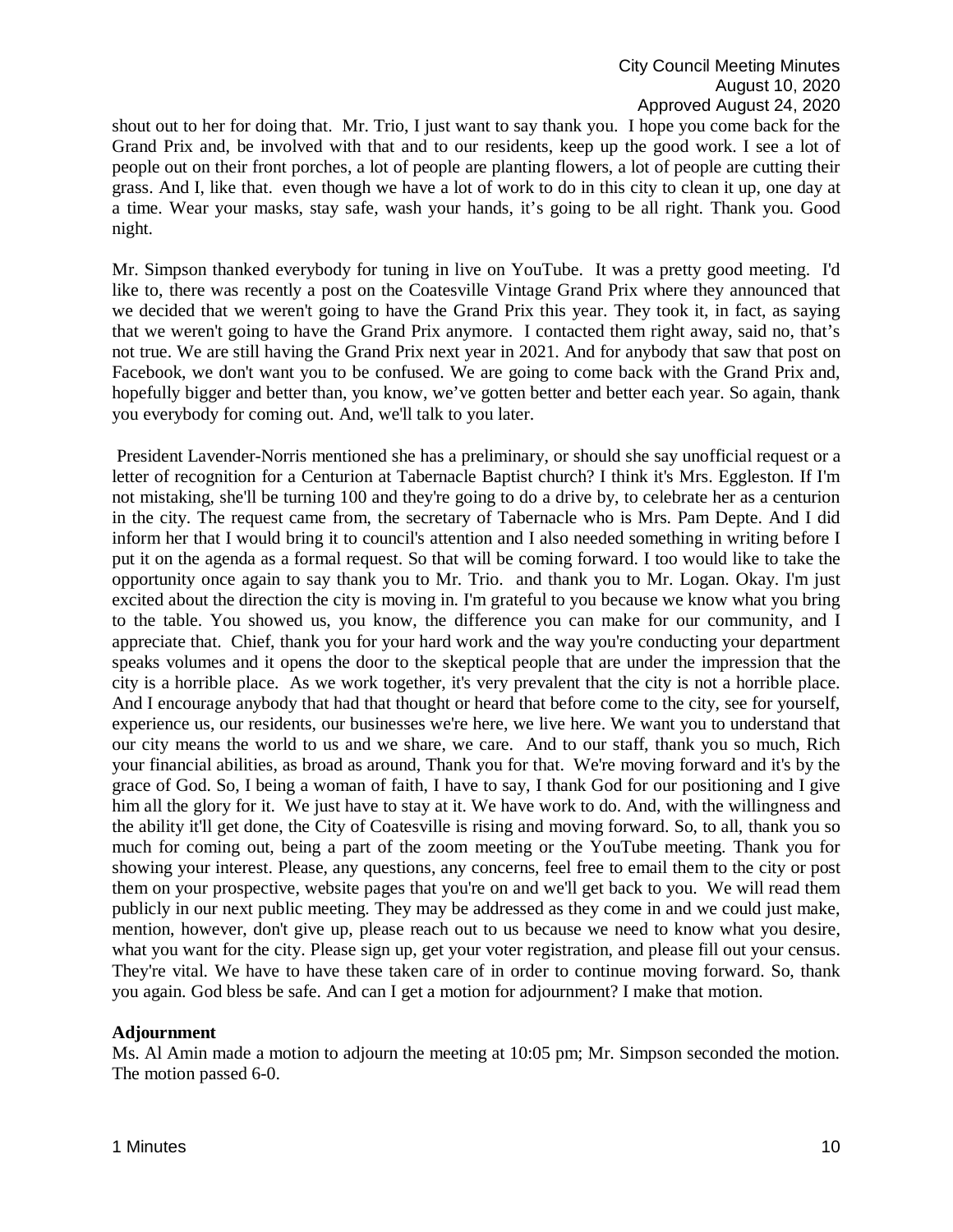shout out to her for doing that. Mr. Trio, I just want to say thank you. I hope you come back for the Grand Prix and, be involved with that and to our residents, keep up the good work. I see a lot of people out on their front porches, a lot of people are planting flowers, a lot of people are cutting their grass. And I, like that. even though we have a lot of work to do in this city to clean it up, one day at a time. Wear your masks, stay safe, wash your hands, it's going to be all right. Thank you. Good night.

Mr. Simpson thanked everybody for tuning in live on YouTube. It was a pretty good meeting. I'd like to, there was recently a post on the Coatesville Vintage Grand Prix where they announced that we decided that we weren't going to have the Grand Prix this year. They took it, in fact, as saying that we weren't going to have the Grand Prix anymore. I contacted them right away, said no, that's not true. We are still having the Grand Prix next year in 2021. And for anybody that saw that post on Facebook, we don't want you to be confused. We are going to come back with the Grand Prix and, hopefully bigger and better than, you know, we've gotten better and better each year. So again, thank you everybody for coming out. And, we'll talk to you later.

President Lavender-Norris mentioned she has a preliminary, or should she say unofficial request or a letter of recognition for a Centurion at Tabernacle Baptist church? I think it's Mrs. Eggleston. If I'm not mistaking, she'll be turning 100 and they're going to do a drive by, to celebrate her as a centurion in the city. The request came from, the secretary of Tabernacle who is Mrs. Pam Depte. And I did inform her that I would bring it to council's attention and I also needed something in writing before I put it on the agenda as a formal request. So that will be coming forward. I too would like to take the opportunity once again to say thank you to Mr. Trio. and thank you to Mr. Logan. Okay. I'm just excited about the direction the city is moving in. I'm grateful to you because we know what you bring to the table. You showed us, you know, the difference you can make for our community, and I appreciate that. Chief, thank you for your hard work and the way you're conducting your department speaks volumes and it opens the door to the skeptical people that are under the impression that the city is a horrible place. As we work together, it's very prevalent that the city is not a horrible place. And I encourage anybody that had that thought or heard that before come to the city, see for yourself, experience us, our residents, our businesses we're here, we live here. We want you to understand that our city means the world to us and we share, we care. And to our staff, thank you so much, Rich your financial abilities, as broad as around, Thank you for that. We're moving forward and it's by the grace of God. So, I being a woman of faith, I have to say, I thank God for our positioning and I give him all the glory for it. We just have to stay at it. We have work to do. And, with the willingness and the ability it'll get done, the City of Coatesville is rising and moving forward. So, to all, thank you so much for coming out, being a part of the zoom meeting or the YouTube meeting. Thank you for showing your interest. Please, any questions, any concerns, feel free to email them to the city or post them on your prospective, website pages that you're on and we'll get back to you. We will read them publicly in our next public meeting. They may be addressed as they come in and we could just make, mention, however, don't give up, please reach out to us because we need to know what you desire, what you want for the city. Please sign up, get your voter registration, and please fill out your census. They're vital. We have to have these taken care of in order to continue moving forward. So, thank you again. God bless be safe. And can I get a motion for adjournment? I make that motion.

**Adjournment**

Ms. Al Amin made a motion to adjourn the meeting at 10:05 pm; Mr. Simpson seconded the motion. The motion passed 6-0.